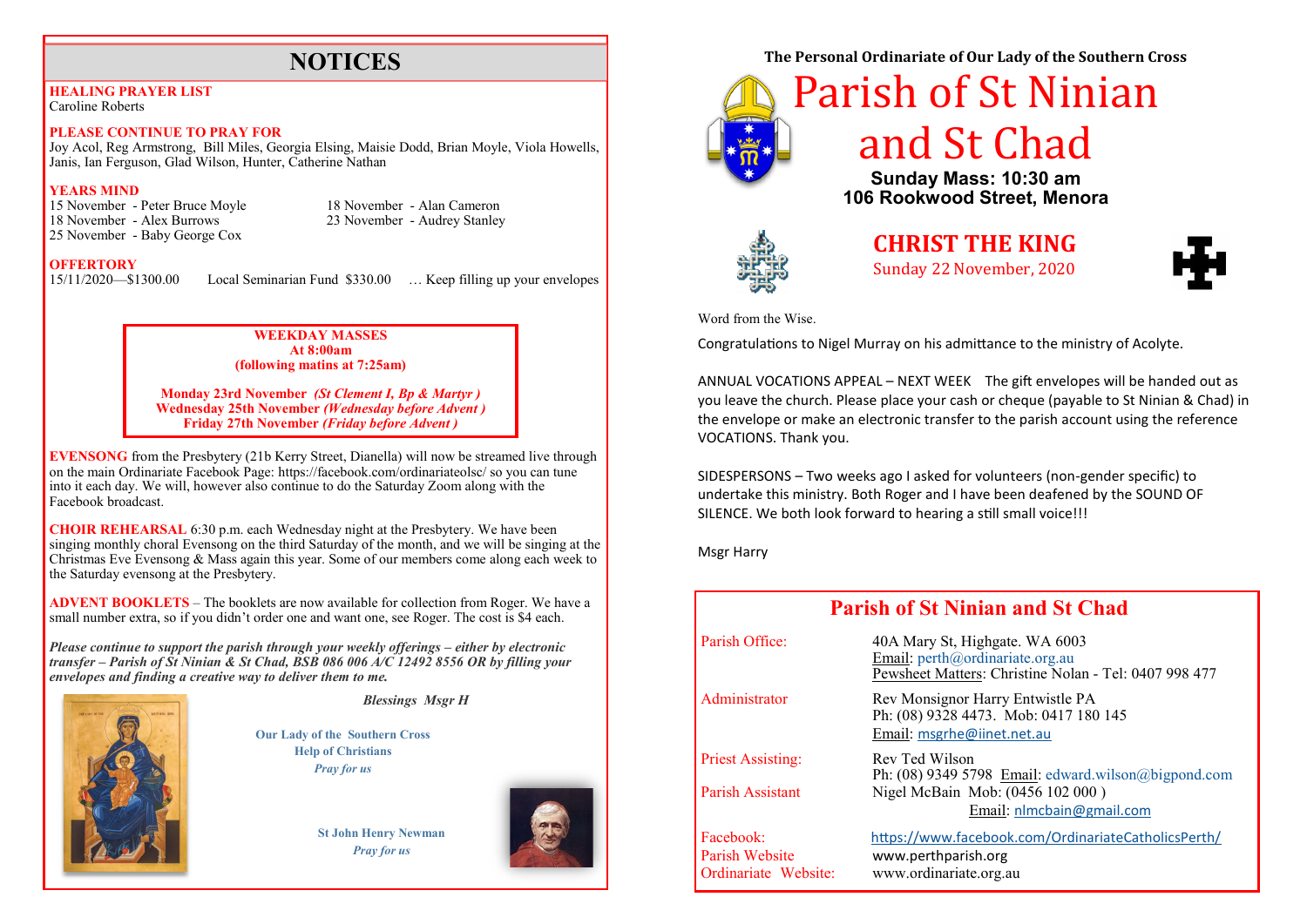# NOTICES

**HEALING PRAYER LIST**
Caroline Roberts

**PLEASE CONTINUE TO PRAY FOR**
Joy Acol, Reg Armstrong, Bill Miles, Georgia Elsing, Maisie Dodd, Brian Moyle, Viola Howells, Janis, Ian Ferguson, Glad Wilson, Hunter, Catherine Nathan

**YEARS MIND**
15 November - Peter Bruce Moyle
18 November - Alex Burrows
25 November - Baby George Cox
18 November - Alan Cameron
23 November - Audrey Stanley

**OFFERTORY**
15/11/2020—$1300.00 Local Seminarian Fund $330.00 … Keep filling up your envelopes

**WEEKDAY MASSES**
**At 8:00am**
**(following matins at 7:25am)**

**Monday 23rd November** ***(St Clement I, Bp & Martyr )***
**Wednesday 25th November** ***(Wednesday before Advent )***
**Friday 27th November** ***(Friday before Advent )***

**EVENSONG** from the Presbytery (21b Kerry Street, Dianella) will now be streamed live through on the main Ordinariate Facebook Page: https://facebook.com/ordinariateolsc/ so you can tune into it each day. We will, however also continue to do the Saturday Zoom along with the Facebook broadcast.

**CHOIR REHEARSAL** 6:30 p.m. each Wednesday night at the Presbytery. We have been singing monthly choral Evensong on the third Saturday of the month, and we will be singing at the Christmas Eve Evensong & Mass again this year. Some of our members come along each week to the Saturday evensong at the Presbytery.

**ADVENT BOOKLETS** – The booklets are now available for collection from Roger. We have a small number extra, so if you didn't order one and want one, see Roger. The cost is $4 each.

***Please continue to support the parish through your weekly offerings – either by electronic transfer – Parish of St Ninian & St Chad, BSB 086 006 A/C 12492 8556 OR by filling your envelopes and finding a creative way to deliver them to me.***

***Blessings Msgr H***

**Our Lady of the Southern Cross**
**Help of Christians**
***Pray for us***

**St John Henry Newman**
***Pray for us***

**The Personal Ordinariate of Our Lady of the Southern Cross**

# Parish of St Ninian and St Chad

**Sunday Mass: 10:30 am**
**106 Rookwood Street, Menora**

## CHRIST THE KING

Sunday 22 November, 2020

Word from the Wise.

Congratulations to Nigel Murray on his admittance to the ministry of Acolyte.

ANNUAL VOCATIONS APPEAL – NEXT WEEK The gift envelopes will be handed out as you leave the church. Please place your cash or cheque (payable to St Ninian & Chad) in the envelope or make an electronic transfer to the parish account using the reference VOCATIONS. Thank you.

SIDESPERSONS – Two weeks ago I asked for volunteers (non-gender specific) to undertake this ministry. Both Roger and I have been deafened by the SOUND OF SILENCE. We both look forward to hearing a still small voice!!!

Msgr Harry

## Parish of St Ninian and St Chad

| | |
|---|---|
| Parish Office: | 40A Mary St, Highgate. WA 6003<br>Email: perth@ordinariate.org.au<br>Pewsheet Matters: Christine Nolan - Tel: 0407 998 477 |
| Administrator | Rev Monsignor Harry Entwistle PA<br>Ph: (08) 9328 4473. Mob: 0417 180 145<br>Email: msgrhe@iinet.net.au |
| Priest Assisting: | Rev Ted Wilson<br>Ph: (08) 9349 5798 Email: edward.wilson@bigpond.com |
| Parish Assistant | Nigel McBain Mob: (0456 102 000 )<br>Email: nlmcbain@gmail.com |
| Facebook: | https://www.facebook.com/OrdinariateCatholicsPerth/ |
| Parish Website | www.perthparish.org |
| Ordinariate Website: | www.ordinariate.org.au |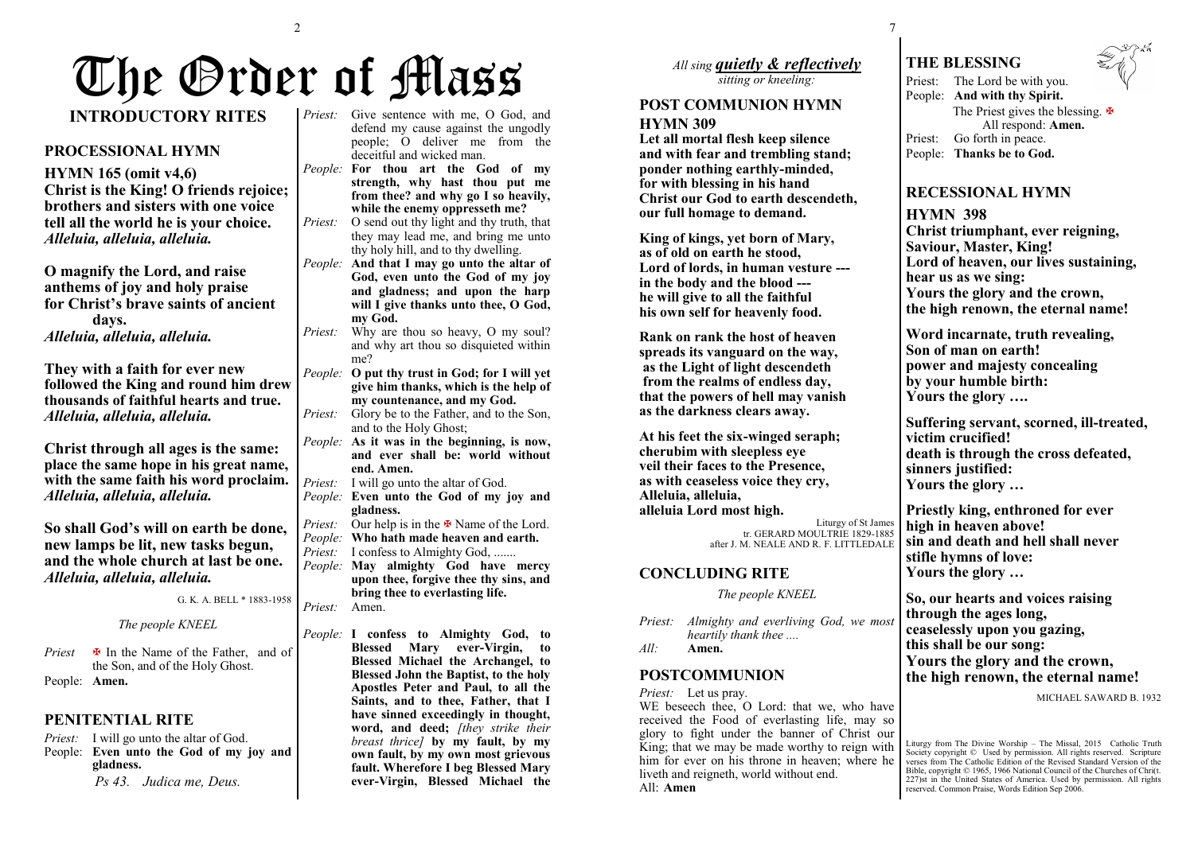# The Order of Mass

## INTRODUCTORY RITES

### PROCESSIONAL HYMN

**HYMN 165 (omit v4,6)**
**Christ is the King! O friends rejoice;**
**brothers and sisters with one voice**
**tell all the world he is your choice.**
***Alleluia, alleluia, alleluia.***

**O magnify the Lord, and raise**
**anthems of joy and holy praise**
**for Christ's brave saints of ancient days.**
***Alleluia, alleluia, alleluia.***

**They with a faith for ever new**
**followed the King and round him drew**
**thousands of faithful hearts and true.**
***Alleluia, alleluia, alleluia.***

**Christ through all ages is the same:**
**place the same hope in his great name,**
**with the same faith his word proclaim.**
***Alleluia, alleluia, alleluia.***

**So shall God's will on earth be done,**
**new lamps be lit, new tasks begun,**
**and the whole church at last be one.**
***Alleluia, alleluia, alleluia.***

G. K. A. BELL * 1883-1958

*The people KNEEL*

*Priest* ✠ In the Name of the Father, and of the Son, and of the Holy Ghost.
People: **Amen.**

### PENITENTIAL RITE

*Priest:* I will go unto the altar of God.
People: **Even unto the God of my joy and gladness.**

*Ps 43. Judica me, Deus.*

*Priest:* Give sentence with me, O God, and defend my cause against the ungodly people; O deliver me from the deceitful and wicked man.
*People:* **For thou art the God of my strength, why hast thou put me from thee? and why go I so heavily, while the enemy oppresseth me?**
*Priest:* O send out thy light and thy truth, that they may lead me, and bring me unto thy holy hill, and to thy dwelling.
*People:* **And that I may go unto the altar of God, even unto the God of my joy and gladness; and upon the harp will I give thanks unto thee, O God, my God.**
*Priest:* Why are thou so heavy, O my soul? and why art thou so disquieted within me?
*People:* **O put thy trust in God; for I will yet give him thanks, which is the help of my countenance, and my God.**
*Priest:* Glory be to the Father, and to the Son, and to the Holy Ghost;
*People:* **As it was in the beginning, is now, and ever shall be: world without end. Amen.**
*Priest:* I will go unto the altar of God.
*People:* **Even unto the God of my joy and gladness.**
*Priest:* Our help is in the ✠ Name of the Lord.
*People:* **Who hath made heaven and earth.**
*Priest:* I confess to Almighty God, .......
*People:* **May almighty God have mercy upon thee, forgive thee thy sins, and bring thee to everlasting life.**
*Priest:* Amen.

*People:* **I confess to Almighty God, to Blessed Mary ever-Virgin, to Blessed Michael the Archangel, to Blessed John the Baptist, to the holy Apostles Peter and Paul, to all the Saints, and to thee, Father, that I have sinned exceedingly in thought, word, and deed;** *[they strike their breast thrice]* **by my fault, by my own fault, by my own most grievous fault. Wherefore I beg Blessed Mary ever-Virgin, Blessed Michael the**

*All sing* ***quietly & reflectively*** *sitting or kneeling:*

### POST COMMUNION HYMN

**HYMN 309**
**Let all mortal flesh keep silence**
**and with fear and trembling stand;**
**ponder nothing earthly-minded,**
**for with blessing in his hand**
**Christ our God to earth descendeth,**
**our full homage to demand.**

**King of kings, yet born of Mary,**
**as of old on earth he stood,**
**Lord of lords, in human vesture ---**
**in the body and the blood ---**
**he will give to all the faithful**
**his own self for heavenly food.**

**Rank on rank the host of heaven**
**spreads its vanguard on the way,**
**as the Light of light descendeth**
**from the realms of endless day,**
**that the powers of hell may vanish**
**as the darkness clears away.**

**At his feet the six-winged seraph;**
**cherubim with sleepless eye**
**veil their faces to the Presence,**
**as with ceaseless voice they cry,**
**Alleluia, alleluia,**
**alleluia Lord most high.**

Liturgy of St James
tr. GERARD MOULTRIE 1829-1885
after J. M. NEALE AND R. F. LITTLEDALE

### CONCLUDING RITE

*The people KNEEL*

*Priest:* *Almighty and everliving God, we most heartily thank thee ....*
*All:* **Amen.**

### POSTCOMMUNION

*Priest:* Let us pray.
WE beseech thee, O Lord: that we, who have received the Food of everlasting life, may so glory to fight under the banner of Christ our King; that we may be made worthy to reign with him for ever on his throne in heaven; where he liveth and reigneth, world without end.
All: **Amen**

### THE BLESSING

Priest: The Lord be with you.
People: **And with thy Spirit.**
The Priest gives the blessing. ✠
All respond: **Amen.**
Priest: Go forth in peace.
People: **Thanks be to God.**

### RECESSIONAL HYMN

**HYMN 398**
**Christ triumphant, ever reigning,**
**Saviour, Master, King!**
**Lord of heaven, our lives sustaining,**
**hear us as we sing:**
**Yours the glory and the crown,**
**the high renown, the eternal name!**

**Word incarnate, truth revealing,**
**Son of man on earth!**
**power and majesty concealing**
**by your humble birth:**
**Yours the glory ….**

**Suffering servant, scorned, ill-treated,**
**victim crucified!**
**death is through the cross defeated,**
**sinners justified:**
**Yours the glory …**

**Priestly king, enthroned for ever**
**high in heaven above!**
**sin and death and hell shall never**
**stifle hymns of love:**
**Yours the glory …**

**So, our hearts and voices raising**
**through the ages long,**
**ceaselessly upon you gazing,**
**this shall be our song:**
**Yours the glory and the crown,**
**the high renown, the eternal name!**

MICHAEL SAWARD B. 1932

Liturgy from The Divine Worship – The Missal, 2015 Catholic Truth Society copyright © Used by permission. All rights reserved. Scripture verses from The Catholic Edition of the Revised Standard Version of the Bible, copyright © 1965, 1966 National Council of the Churches of Chri(t. 227)st in the United States of America. Used by permission. All rights reserved. Common Praise, Words Edition Sep 2006.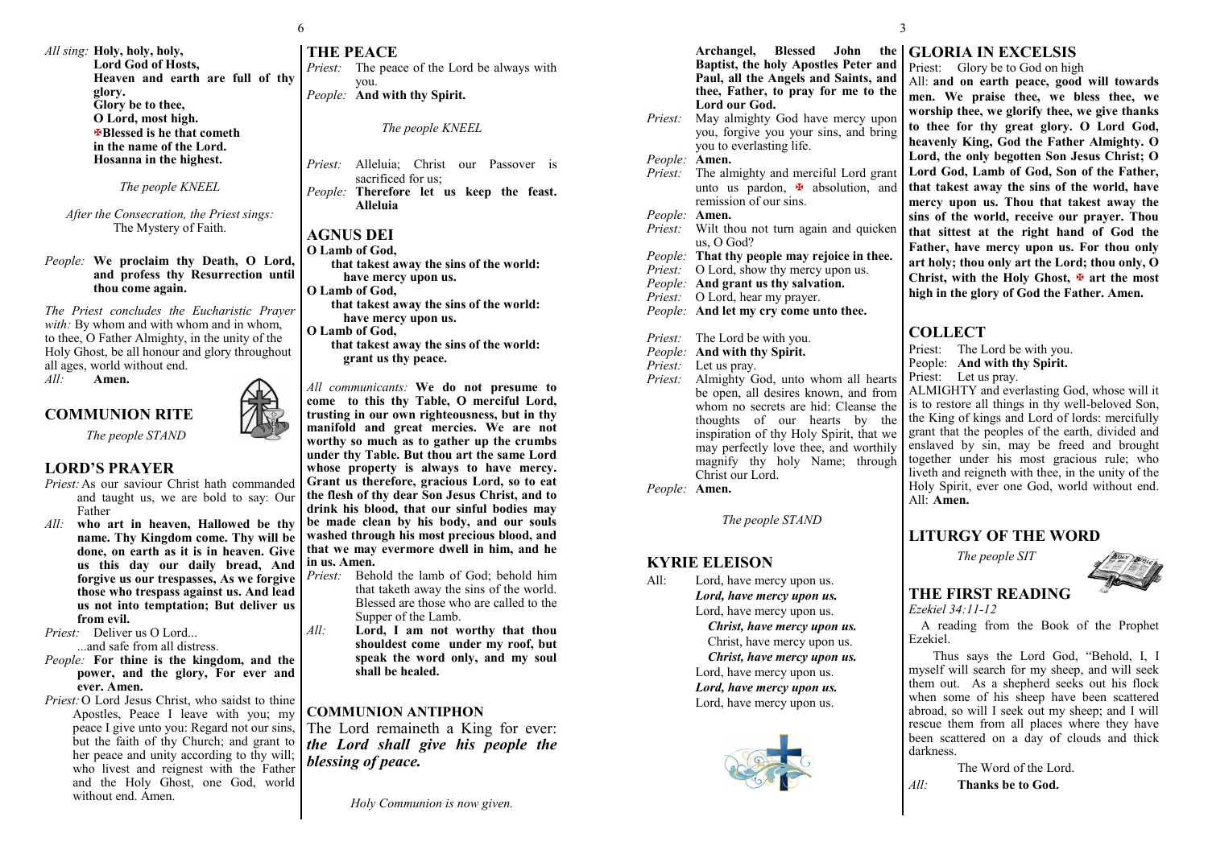*All sing:* **Holy, holy, holy,**
**Lord God of Hosts,**
**Heaven and earth are full of thy glory.**
**Glory be to thee,**
**O Lord, most high.**
**✠Blessed is he that cometh in the name of the Lord.**
**Hosanna in the highest.**

*The people KNEEL*

*After the Consecration, the Priest sings:*
The Mystery of Faith.

*People:* **We proclaim thy Death, O Lord, and profess thy Resurrection until thou come again.**

*The Priest concludes the Eucharistic Prayer with:* By whom and with whom and in whom, to thee, O Father Almighty, in the unity of the Holy Ghost, be all honour and glory throughout all ages, world without end.
*All:* **Amen.**

## COMMUNION RITE

*The people STAND*

## LORD'S PRAYER

*Priest:* As our saviour Christ hath commanded and taught us, we are bold to say: Our Father
*All:* **who art in heaven, Hallowed be thy name. Thy Kingdom come. Thy will be done, on earth as it is in heaven. Give us this day our daily bread, And forgive us our trespasses, As we forgive those who trespass against us. And lead us not into temptation; But deliver us from evil.**
*Priest:* Deliver us O Lord...
...and safe from all distress.
*People:* **For thine is the kingdom, and the power, and the glory, For ever and ever. Amen.**
*Priest:* O Lord Jesus Christ, who saidst to thine Apostles, Peace I leave with you; my peace I give unto you: Regard not our sins, but the faith of thy Church; and grant to her peace and unity according to thy will; who livest and reignest with the Father and the Holy Ghost, one God, world without end. Amen.

## THE PEACE

*Priest:* The peace of the Lord be always with you.
*People:* **And with thy Spirit.**

*The people KNEEL*

*Priest:* Alleluia; Christ our Passover is sacrificed for us;
*People:* **Therefore let us keep the feast. Alleluia**

## AGNUS DEI

**O Lamb of God,**
**that takest away the sins of the world: have mercy upon us.**
**O Lamb of God,**
**that takest away the sins of the world: have mercy upon us.**
**O Lamb of God,**
**that takest away the sins of the world: grant us thy peace.**

*All communicants:* **We do not presume to come to this thy Table, O merciful Lord, trusting in our own righteousness, but in thy manifold and great mercies. We are not worthy so much as to gather up the crumbs under thy Table. But thou art the same Lord whose property is always to have mercy. Grant us therefore, gracious Lord, so to eat the flesh of thy dear Son Jesus Christ, and to drink his blood, that our sinful bodies may be made clean by his body, and our souls washed through his most precious blood, and that we may evermore dwell in him, and he in us. Amen.**
*Priest:* Behold the lamb of God; behold him that taketh away the sins of the world. Blessed are those who are called to the Supper of the Lamb.
*All:* **Lord, I am not worthy that thou shouldest come under my roof, but speak the word only, and my soul shall be healed.**

## COMMUNION ANTIPHON

The Lord remaineth a King for ever: ***the Lord shall give his people the blessing of peace.***

*Holy Communion is now given.*

**Archangel, Blessed John the Baptist, the holy Apostles Peter and Paul, all the Angels and Saints, and thee, Father, to pray for me to the Lord our God.**
*Priest:* May almighty God have mercy upon you, forgive you your sins, and bring you to everlasting life.
*People:* **Amen.**
*Priest:* The almighty and merciful Lord grant unto us pardon, ✠ absolution, and remission of our sins.
*People:* **Amen.**
*Priest:* Wilt thou not turn again and quicken us, O God?
*People:* **That thy people may rejoice in thee.**
*Priest:* O Lord, show thy mercy upon us.
*People:* **And grant us thy salvation.**
*Priest:* O Lord, hear my prayer.
*People:* **And let my cry come unto thee.**

*Priest:* The Lord be with you.
*People:* **And with thy Spirit.**
*Priest:* Let us pray.
*Priest:* Almighty God, unto whom all hearts be open, all desires known, and from whom no secrets are hid: Cleanse the thoughts of our hearts by the inspiration of thy Holy Spirit, that we may perfectly love thee, and worthily magnify thy holy Name; through Christ our Lord.
*People:* **Amen.**

*The people STAND*

## KYRIE ELEISON

All: Lord, have mercy upon us.
***Lord, have mercy upon us.***
Lord, have mercy upon us.
***Christ, have mercy upon us.***
Christ, have mercy upon us.
***Christ, have mercy upon us.***
Lord, have mercy upon us.
***Lord, have mercy upon us.***
Lord, have mercy upon us.

## GLORIA IN EXCELSIS

Priest: Glory be to God on high
All: **and on earth peace, good will towards men. We praise thee, we bless thee, we worship thee, we glorify thee, we give thanks to thee for thy great glory. O Lord God, heavenly King, God the Father Almighty. O Lord, the only begotten Son Jesus Christ; O Lord God, Lamb of God, Son of the Father, that takest away the sins of the world, have mercy upon us. Thou that takest away the sins of the world, receive our prayer. Thou that sittest at the right hand of God the Father, have mercy upon us. For thou only art holy; thou only art the Lord; thou only, O Christ, with the Holy Ghost, ✠ art the most high in the glory of God the Father. Amen.**

## COLLECT

Priest: The Lord be with you.
People: **And with thy Spirit.**
Priest: Let us pray.
ALMIGHTY and everlasting God, whose will it is to restore all things in thy well-beloved Son, the King of kings and Lord of lords: mercifully grant that the peoples of the earth, divided and enslaved by sin, may be freed and brought together under his most gracious rule; who liveth and reigneth with thee, in the unity of the Holy Spirit, ever one God, world without end.
All: **Amen.**

## LITURGY OF THE WORD

*The people SIT*

## THE FIRST READING

*Ezekiel 34:11-12*

A reading from the Book of the Prophet Ezekiel.

Thus says the Lord God, "Behold, I, I myself will search for my sheep, and will seek them out. As a shepherd seeks out his flock when some of his sheep have been scattered abroad, so will I seek out my sheep; and I will rescue them from all places where they have been scattered on a day of clouds and thick darkness.

The Word of the Lord.
*All:* **Thanks be to God.**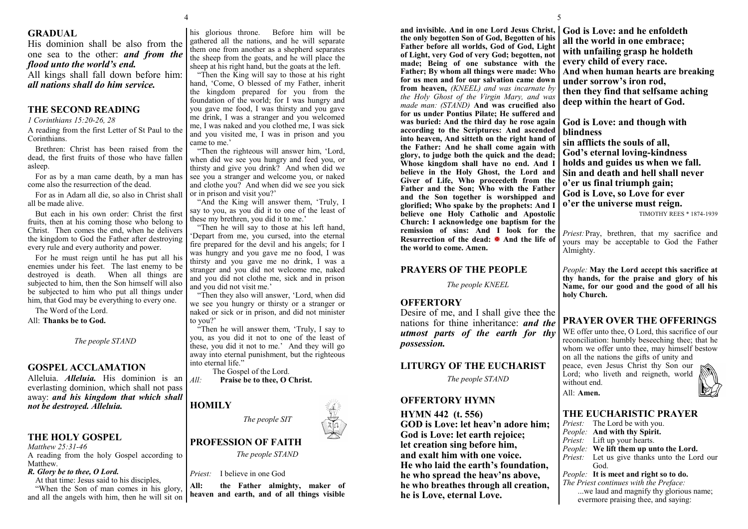## GRADUAL

His dominion shall be also from the one sea to the other: ***and from the flood unto the world's end.***

All kings shall fall down before him: ***all nations shall do him service.***

## THE SECOND READING

*1 Corinthians 15:20-26, 28*

A reading from the first Letter of St Paul to the Corinthians.

Brethren: Christ has been raised from the dead, the first fruits of those who have fallen asleep.

For as by a man came death, by a man has come also the resurrection of the dead.

For as in Adam all die, so also in Christ shall all be made alive.

But each in his own order: Christ the first fruits, then at his coming those who belong to Christ. Then comes the end, when he delivers the kingdom to God the Father after destroying every rule and every authority and power.

For he must reign until he has put all his enemies under his feet. The last enemy to be destroyed is death. When all things are subjected to him, then the Son himself will also be subjected to him who put all things under him, that God may be everything to every one.

The Word of the Lord.

All: **Thanks be to God.**

*The people STAND*

## GOSPEL ACCLAMATION

Alleluia. ***Alleluia.*** His dominion is an everlasting dominion, which shall not pass away: ***and his kingdom that which shall not be destroyed. Alleluia.***

## THE HOLY GOSPEL

*Matthew 25:31-46*

A reading from the holy Gospel according to Matthew.

***R. Glory be to thee, O Lord.***

At that time: Jesus said to his disciples,

"When the Son of man comes in his glory, and all the angels with him, then he will sit on his glorious throne. Before him will be gathered all the nations, and he will separate them one from another as a shepherd separates the sheep from the goats, and he will place the sheep at his right hand, but the goats at the left.

"Then the King will say to those at his right hand, 'Come, O blessed of my Father, inherit the kingdom prepared for you from the foundation of the world; for I was hungry and you gave me food, I was thirsty and you gave me drink, I was a stranger and you welcomed me, I was naked and you clothed me, I was sick and you visited me, I was in prison and you came to me.'

"Then the righteous will answer him, 'Lord, when did we see you hungry and feed you, or thirsty and give you drink? And when did we see you a stranger and welcome you, or naked and clothe you? And when did we see you sick or in prison and visit you?'

"And the King will answer them, 'Truly, I say to you, as you did it to one of the least of these my brethren, you did it to me.'

"Then he will say to those at his left hand, 'Depart from me, you cursed, into the eternal fire prepared for the devil and his angels; for I was hungry and you gave me no food, I was thirsty and you gave me no drink, I was a stranger and you did not welcome me, naked and you did not clothe me, sick and in prison and you did not visit me.'

"Then they also will answer, 'Lord, when did we see you hungry or thirsty or a stranger or naked or sick or in prison, and did not minister to you?'

"Then he will answer them, 'Truly, I say to you, as you did it not to one of the least of these, you did it not to me.' And they will go away into eternal punishment, but the righteous into eternal life."

The Gospel of the Lord.

*All:* **Praise be to thee, O Christ.**

## HOMILY

*The people SIT*

## PROFESSION OF FAITH

*The people STAND*

*Priest:* I believe in one God

**All: the Father almighty, maker of heaven and earth, and of all things visible and invisible. And in one Lord Jesus Christ, the only begotten Son of God, Begotten of his Father before all worlds, God of God, Light of Light, very God of very God; begotten, not made; Being of one substance with the Father; By whom all things were made: Who for us men and for our salvation came down from heaven,** *(KNEEL) and was incarnate by the Holy Ghost of the Virgin Mary, and was made man: (STAND)* **And was crucified also for us under Pontius Pilate; He suffered and was buried: And the third day he rose again according to the Scriptures: And ascended into heaven, And sitteth on the right hand of the Father: And he shall come again with glory, to judge both the quick and the dead; Whose kingdom shall have no end. And I believe in the Holy Ghost, the Lord and Giver of Life, Who proceedeth from the Father and the Son; Who with the Father and the Son together is worshipped and glorified; Who spake by the prophets: And I believe one Holy Catholic and Apostolic Church: I acknowledge one baptism for the remission of sins: And I look for the Resurrection of the dead: ✠ And the life of the world to come. Amen.**

## PRAYERS OF THE PEOPLE

*The people KNEEL*

## OFFERTORY

Desire of me, and I shall give thee the nations for thine inheritance: ***and the utmost parts of the earth for thy possession.***

## LITURGY OF THE EUCHARIST

*The people STAND*

## OFFERTORY HYMN

**HYMN 442 (t. 556)**

**GOD is Love: let heav'n adore him;**
**God is Love: let earth rejoice;**
**let creation sing before him,**
**and exalt him with one voice.**
**He who laid the earth's foundation,**
**he who spread the heav'ns above,**
**he who breathes through all creation,**
**he is Love, eternal Love.**

**God is Love: and he enfoldeth**
**all the world in one embrace;**
**with unfailing grasp he holdeth**
**every child of every race.**
**And when human hearts are breaking**
**under sorrow's iron rod,**
**then they find that selfsame aching**
**deep within the heart of God.**

**God is Love: and though with blindness**
**sin afflicts the souls of all,**
**God's eternal loving-kindness**
**holds and guides us when we fall.**
**Sin and death and hell shall never**
**o'er us final triumph gain;**
**God is Love, so Love for ever**
**o'er the universe must reign.**

TIMOTHY REES * 1874-1939

*Priest:* Pray, brethren, that my sacrifice and yours may be acceptable to God the Father Almighty.

*People:* **May the Lord accept this sacrifice at thy hands, for the praise and glory of his Name, for our good and the good of all his holy Church.**

## PRAYER OVER THE OFFERINGS

WE offer unto thee, O Lord, this sacrifice of our reconciliation: humbly beseeching thee; that he whom we offer unto thee, may himself bestow on all the nations the gifts of unity and peace, even Jesus Christ thy Son our Lord; who liveth and reigneth, world without end.

All: **Amen.**

## THE EUCHARISTIC PRAYER

*Priest:* The Lord be with you.
*People:* **And with thy Spirit.**
*Priest:* Lift up your hearts.
*People:* **We lift them up unto the Lord.**
*Priest:* Let us give thanks unto the Lord our God.
*People:* **It is meet and right so to do.**

*The Priest continues with the Preface:*

...we laud and magnify thy glorious name; evermore praising thee, and saying: